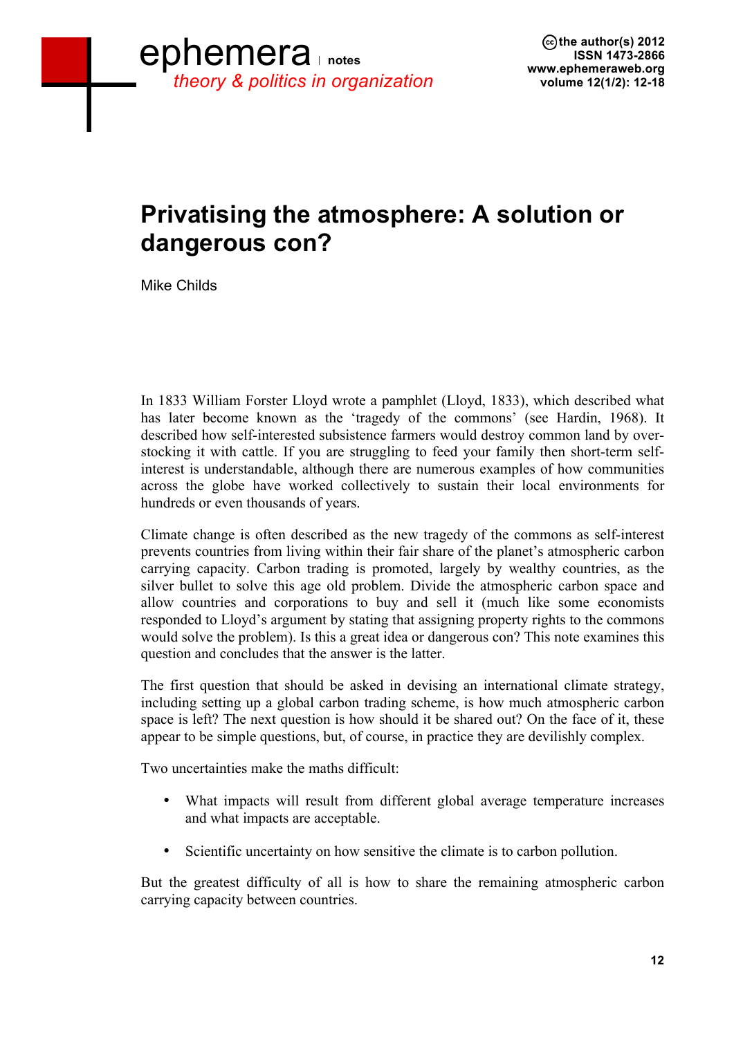# Privatising the atmosphere: A solution or dangerous con?

Mike Childs

In 1833 William Forster Lloyd wrote a pamphlet (Lloyd, 1833), which described what has later become known as the 'tragedy of the commons' (see Hardin, 1968). It described how self-interested subsistence farmers would destroy common land by over-stocking it with cattle. If you are struggling to feed your family then short-term self-interest is understandable, although there are numerous examples of how communities across the globe have worked collectively to sustain their local environments for hundreds or even thousands of years.

Climate change is often described as the new tragedy of the commons as self-interest prevents countries from living within their fair share of the planet's atmospheric carbon carrying capacity. Carbon trading is promoted, largely by wealthy countries, as the silver bullet to solve this age old problem. Divide the atmospheric carbon space and allow countries and corporations to buy and sell it (much like some economists responded to Lloyd's argument by stating that assigning property rights to the commons would solve the problem). Is this a great idea or dangerous con? This note examines this question and concludes that the answer is the latter.

The first question that should be asked in devising an international climate strategy, including setting up a global carbon trading scheme, is how much atmospheric carbon space is left? The next question is how should it be shared out? On the face of it, these appear to be simple questions, but, of course, in practice they are devilishly complex.

Two uncertainties make the maths difficult:

- What impacts will result from different global average temperature increases and what impacts are acceptable.
- Scientific uncertainty on how sensitive the climate is to carbon pollution.

But the greatest difficulty of all is how to share the remaining atmospheric carbon carrying capacity between countries.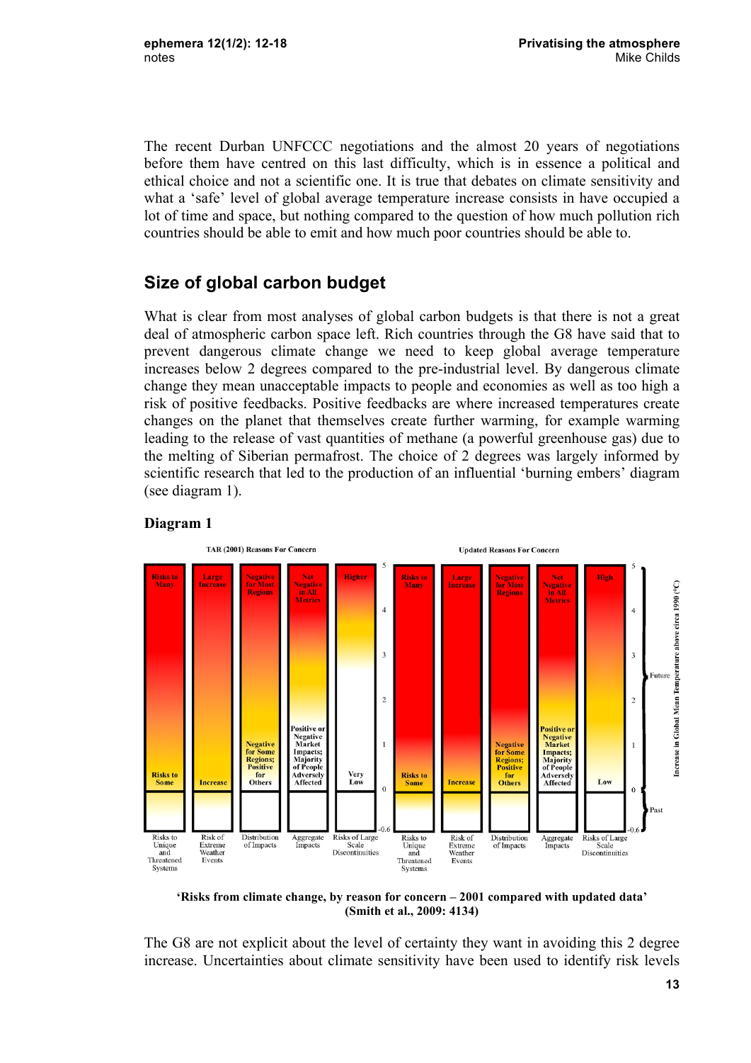The recent Durban UNFCCC negotiations and the almost 20 years of negotiations before them have centred on this last difficulty, which is in essence a political and ethical choice and not a scientific one. It is true that debates on climate sensitivity and what a 'safe' level of global average temperature increase consists in have occupied a lot of time and space, but nothing compared to the question of how much pollution rich countries should be able to emit and how much poor countries should be able to.

## Size of global carbon budget

What is clear from most analyses of global carbon budgets is that there is not a great deal of atmospheric carbon space left. Rich countries through the G8 have said that to prevent dangerous climate change we need to keep global average temperature increases below 2 degrees compared to the pre-industrial level. By dangerous climate change they mean unacceptable impacts to people and economies as well as too high a risk of positive feedbacks. Positive feedbacks are where increased temperatures create changes on the planet that themselves create further warming, for example warming leading to the release of vast quantities of methane (a powerful greenhouse gas) due to the melting of Siberian permafrost. The choice of 2 degrees was largely informed by scientific research that led to the production of an influential 'burning embers' diagram (see diagram 1).

**Diagram 1**

**'Risks from climate change, by reason for concern – 2001 compared with updated data' (Smith et al., 2009: 4134)**

The G8 are not explicit about the level of certainty they want in avoiding this 2 degree increase. Uncertainties about climate sensitivity have been used to identify risk levels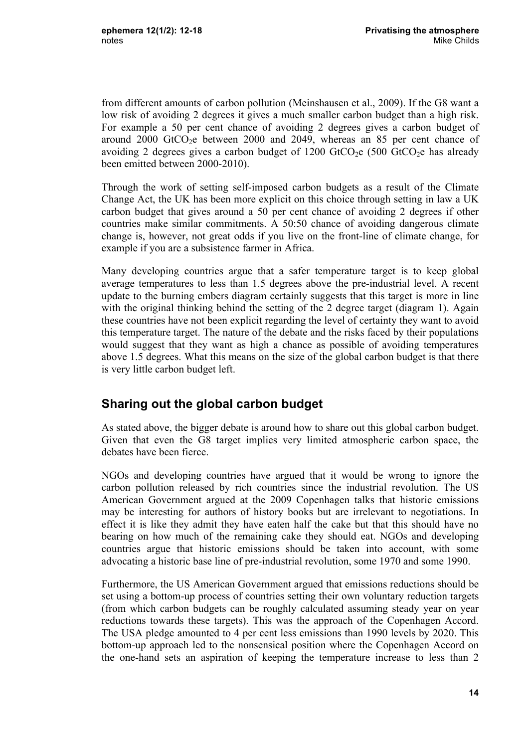from different amounts of carbon pollution (Meinshausen et al., 2009). If the G8 want a low risk of avoiding 2 degrees it gives a much smaller carbon budget than a high risk. For example a 50 per cent chance of avoiding 2 degrees gives a carbon budget of around 2000 $GtCO_2e$ between 2000 and 2049, whereas an 85 per cent chance of avoiding 2 degrees gives a carbon budget of 1200 $GtCO_2e$ (500 $GtCO_2e$ has already been emitted between 2000-2010).

Through the work of setting self-imposed carbon budgets as a result of the Climate Change Act, the UK has been more explicit on this choice through setting in law a UK carbon budget that gives around a 50 per cent chance of avoiding 2 degrees if other countries make similar commitments. A 50:50 chance of avoiding dangerous climate change is, however, not great odds if you live on the front-line of climate change, for example if you are a subsistence farmer in Africa.

Many developing countries argue that a safer temperature target is to keep global average temperatures to less than 1.5 degrees above the pre-industrial level. A recent update to the burning embers diagram certainly suggests that this target is more in line with the original thinking behind the setting of the 2 degree target (diagram 1). Again these countries have not been explicit regarding the level of certainty they want to avoid this temperature target. The nature of the debate and the risks faced by their populations would suggest that they want as high a chance as possible of avoiding temperatures above 1.5 degrees. What this means on the size of the global carbon budget is that there is very little carbon budget left.

## Sharing out the global carbon budget

As stated above, the bigger debate is around how to share out this global carbon budget. Given that even the G8 target implies very limited atmospheric carbon space, the debates have been fierce.

NGOs and developing countries have argued that it would be wrong to ignore the carbon pollution released by rich countries since the industrial revolution. The US American Government argued at the 2009 Copenhagen talks that historic emissions may be interesting for authors of history books but are irrelevant to negotiations. In effect it is like they admit they have eaten half the cake but that this should have no bearing on how much of the remaining cake they should eat. NGOs and developing countries argue that historic emissions should be taken into account, with some advocating a historic base line of pre-industrial revolution, some 1970 and some 1990.

Furthermore, the US American Government argued that emissions reductions should be set using a bottom-up process of countries setting their own voluntary reduction targets (from which carbon budgets can be roughly calculated assuming steady year on year reductions towards these targets). This was the approach of the Copenhagen Accord. The USA pledge amounted to 4 per cent less emissions than 1990 levels by 2020. This bottom-up approach led to the nonsensical position where the Copenhagen Accord on the one-hand sets an aspiration of keeping the temperature increase to less than 2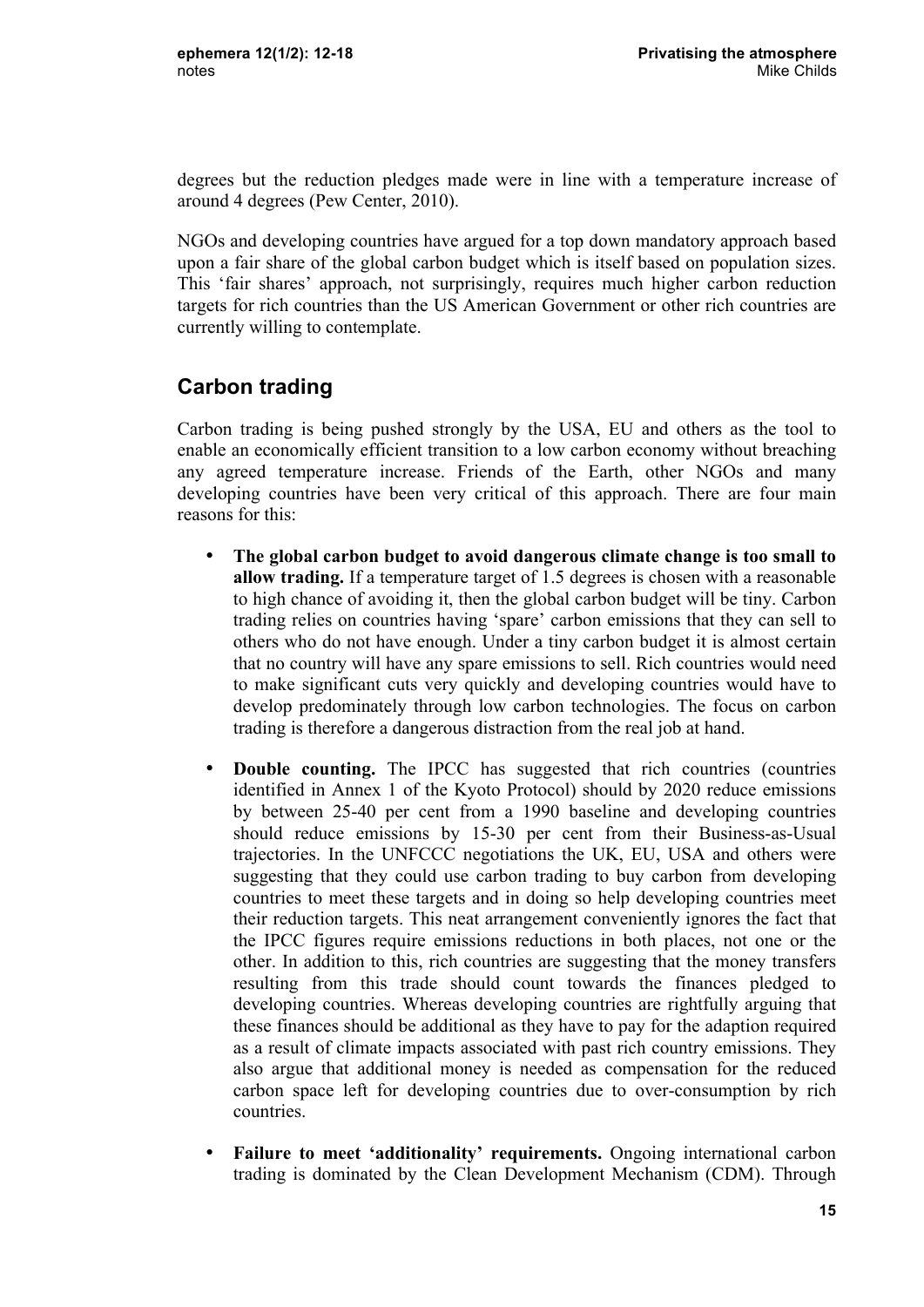degrees but the reduction pledges made were in line with a temperature increase of around 4 degrees (Pew Center, 2010).

NGOs and developing countries have argued for a top down mandatory approach based upon a fair share of the global carbon budget which is itself based on population sizes. This 'fair shares' approach, not surprisingly, requires much higher carbon reduction targets for rich countries than the US American Government or other rich countries are currently willing to contemplate.

## Carbon trading

Carbon trading is being pushed strongly by the USA, EU and others as the tool to enable an economically efficient transition to a low carbon economy without breaching any agreed temperature increase. Friends of the Earth, other NGOs and many developing countries have been very critical of this approach. There are four main reasons for this:

- **The global carbon budget to avoid dangerous climate change is too small to allow trading.** If a temperature target of 1.5 degrees is chosen with a reasonable to high chance of avoiding it, then the global carbon budget will be tiny. Carbon trading relies on countries having 'spare' carbon emissions that they can sell to others who do not have enough. Under a tiny carbon budget it is almost certain that no country will have any spare emissions to sell. Rich countries would need to make significant cuts very quickly and developing countries would have to develop predominately through low carbon technologies. The focus on carbon trading is therefore a dangerous distraction from the real job at hand.

- **Double counting.** The IPCC has suggested that rich countries (countries identified in Annex 1 of the Kyoto Protocol) should by 2020 reduce emissions by between 25-40 per cent from a 1990 baseline and developing countries should reduce emissions by 15-30 per cent from their Business-as-Usual trajectories. In the UNFCCC negotiations the UK, EU, USA and others were suggesting that they could use carbon trading to buy carbon from developing countries to meet these targets and in doing so help developing countries meet their reduction targets. This neat arrangement conveniently ignores the fact that the IPCC figures require emissions reductions in both places, not one or the other. In addition to this, rich countries are suggesting that the money transfers resulting from this trade should count towards the finances pledged to developing countries. Whereas developing countries are rightfully arguing that these finances should be additional as they have to pay for the adaption required as a result of climate impacts associated with past rich country emissions. They also argue that additional money is needed as compensation for the reduced carbon space left for developing countries due to over-consumption by rich countries.

- **Failure to meet 'additionality' requirements.** Ongoing international carbon trading is dominated by the Clean Development Mechanism (CDM). Through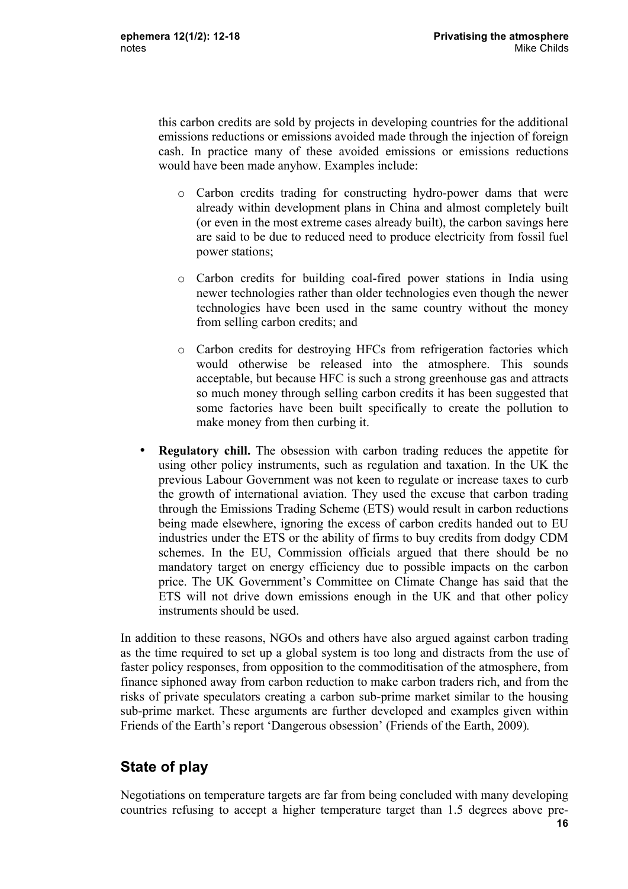this carbon credits are sold by projects in developing countries for the additional emissions reductions or emissions avoided made through the injection of foreign cash. In practice many of these avoided emissions or emissions reductions would have been made anyhow. Examples include:

  - Carbon credits trading for constructing hydro-power dams that were already within development plans in China and almost completely built (or even in the most extreme cases already built), the carbon savings here are said to be due to reduced need to produce electricity from fossil fuel power stations;
  - Carbon credits for building coal-fired power stations in India using newer technologies rather than older technologies even though the newer technologies have been used in the same country without the money from selling carbon credits; and
  - Carbon credits for destroying HFCs from refrigeration factories which would otherwise be released into the atmosphere. This sounds acceptable, but because HFC is such a strong greenhouse gas and attracts so much money through selling carbon credits it has been suggested that some factories have been built specifically to create the pollution to make money from then curbing it.

- **Regulatory chill.** The obsession with carbon trading reduces the appetite for using other policy instruments, such as regulation and taxation. In the UK the previous Labour Government was not keen to regulate or increase taxes to curb the growth of international aviation. They used the excuse that carbon trading through the Emissions Trading Scheme (ETS) would result in carbon reductions being made elsewhere, ignoring the excess of carbon credits handed out to EU industries under the ETS or the ability of firms to buy credits from dodgy CDM schemes. In the EU, Commission officials argued that there should be no mandatory target on energy efficiency due to possible impacts on the carbon price. The UK Government's Committee on Climate Change has said that the ETS will not drive down emissions enough in the UK and that other policy instruments should be used.

In addition to these reasons, NGOs and others have also argued against carbon trading as the time required to set up a global system is too long and distracts from the use of faster policy responses, from opposition to the commoditisation of the atmosphere, from finance siphoned away from carbon reduction to make carbon traders rich, and from the risks of private speculators creating a carbon sub-prime market similar to the housing sub-prime market. These arguments are further developed and examples given within Friends of the Earth's report 'Dangerous obsession' (Friends of the Earth, 2009).

## State of play

Negotiations on temperature targets are far from being concluded with many developing countries refusing to accept a higher temperature target than 1.5 degrees above pre-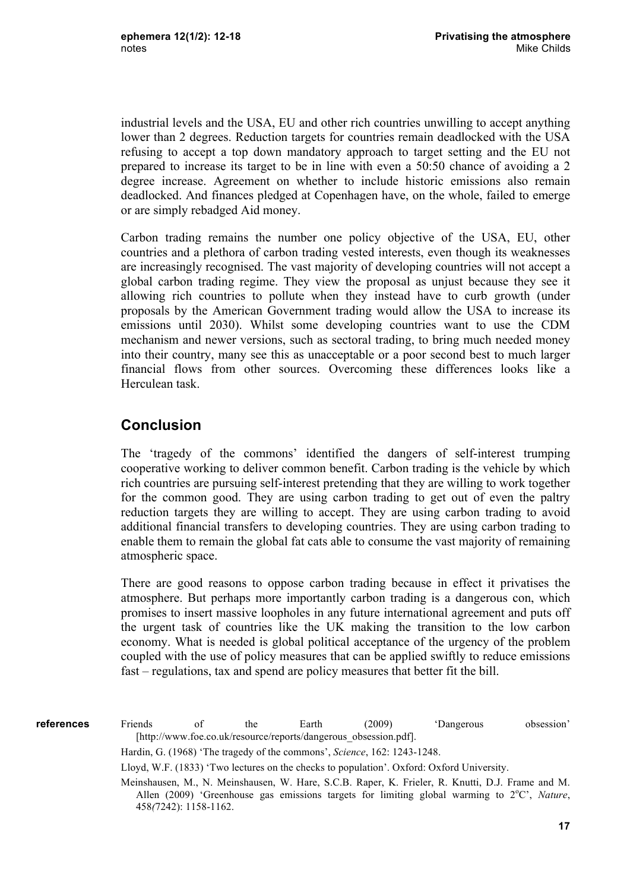industrial levels and the USA, EU and other rich countries unwilling to accept anything lower than 2 degrees. Reduction targets for countries remain deadlocked with the USA refusing to accept a top down mandatory approach to target setting and the EU not prepared to increase its target to be in line with even a 50:50 chance of avoiding a 2 degree increase. Agreement on whether to include historic emissions also remain deadlocked. And finances pledged at Copenhagen have, on the whole, failed to emerge or are simply rebadged Aid money.

Carbon trading remains the number one policy objective of the USA, EU, other countries and a plethora of carbon trading vested interests, even though its weaknesses are increasingly recognised. The vast majority of developing countries will not accept a global carbon trading regime. They view the proposal as unjust because they see it allowing rich countries to pollute when they instead have to curb growth (under proposals by the American Government trading would allow the USA to increase its emissions until 2030). Whilst some developing countries want to use the CDM mechanism and newer versions, such as sectoral trading, to bring much needed money into their country, many see this as unacceptable or a poor second best to much larger financial flows from other sources. Overcoming these differences looks like a Herculean task.

## Conclusion

The 'tragedy of the commons' identified the dangers of self-interest trumping cooperative working to deliver common benefit. Carbon trading is the vehicle by which rich countries are pursuing self-interest pretending that they are willing to work together for the common good. They are using carbon trading to get out of even the paltry reduction targets they are willing to accept. They are using carbon trading to avoid additional financial transfers to developing countries. They are using carbon trading to enable them to remain the global fat cats able to consume the vast majority of remaining atmospheric space.

There are good reasons to oppose carbon trading because in effect it privatises the atmosphere. But perhaps more importantly carbon trading is a dangerous con, which promises to insert massive loopholes in any future international agreement and puts off the urgent task of countries like the UK making the transition to the low carbon economy. What is needed is global political acceptance of the urgency of the problem coupled with the use of policy measures that can be applied swiftly to reduce emissions fast – regulations, tax and spend are policy measures that better fit the bill.

**references**

Friends of the Earth (2009) 'Dangerous obsession' [http://www.foe.co.uk/resource/reports/dangerous_obsession.pdf].

Hardin, G. (1968) 'The tragedy of the commons', *Science*, 162: 1243-1248.

Lloyd, W.F. (1833) 'Two lectures on the checks to population'. Oxford: Oxford University.

Meinshausen, M., N. Meinshausen, W. Hare, S.C.B. Raper, K. Frieler, R. Knutti, D.J. Frame and M. Allen (2009) 'Greenhouse gas emissions targets for limiting global warming to 2$^{o}$C', *Nature*, 458*(*7242): 1158-1162.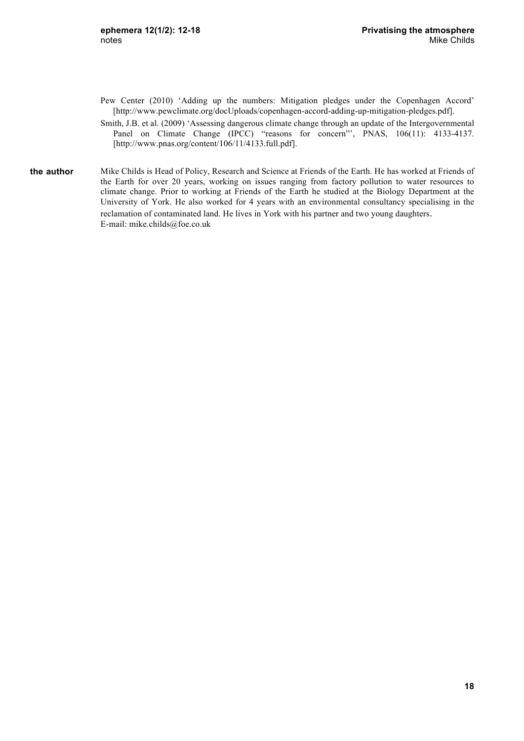Pew Center (2010) 'Adding up the numbers: Mitigation pledges under the Copenhagen Accord' [http://www.pewclimate.org/docUploads/copenhagen-accord-adding-up-mitigation-pledges.pdf].

Smith, J.B. et al. (2009) 'Assessing dangerous climate change through an update of the Intergovernmental Panel on Climate Change (IPCC) "reasons for concern"', PNAS, 106(11): 4133-4137. [http://www.pnas.org/content/106/11/4133.full.pdf].

**the author**

Mike Childs is Head of Policy, Research and Science at Friends of the Earth. He has worked at Friends of the Earth for over 20 years, working on issues ranging from factory pollution to water resources to climate change. Prior to working at Friends of the Earth he studied at the Biology Department at the University of York. He also worked for 4 years with an environmental consultancy specialising in the reclamation of contaminated land. He lives in York with his partner and two young daughters.
E-mail: mike.childs@foe.co.uk